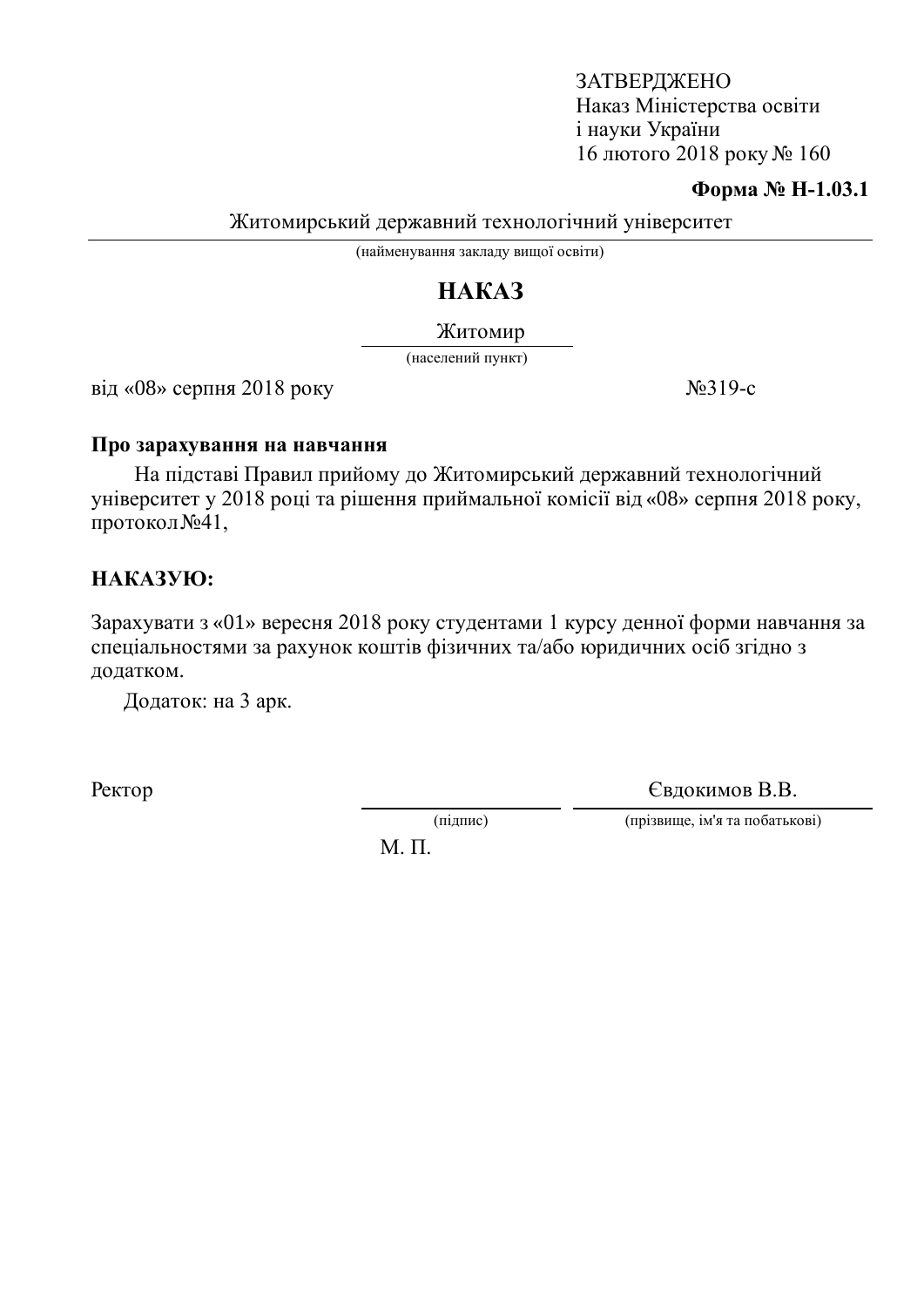ЗАТВЕРДЖЕНО
Наказ Міністерства освіти
і науки України
16 лютого 2018 року № 160

**Форма № Н-1.03.1**

Житомирський державний технологічний університет
(найменування закладу вищої освіти)

# НАКАЗ

Житомир
(населений пункт)

від «08» серпня 2018 року №319-с

**Про зарахування на навчання**

На підставі Правил прийому до Житомирський державний технологічний університет у 2018 році та рішення приймальної комісії від «08» серпня 2018 року, протокол №41,

**НАКАЗУЮ:**

Зарахувати з «01» вересня 2018 року студентами 1 курсу денної форми навчання за спеціальностями за рахунок коштів фізичних та/або юридичних осіб згідно з додатком.

Додаток: на 3 арк.

Ректор ____________ Євдокимов В.В.
(підпис) (прізвище, ім'я та побатькові)

М. П.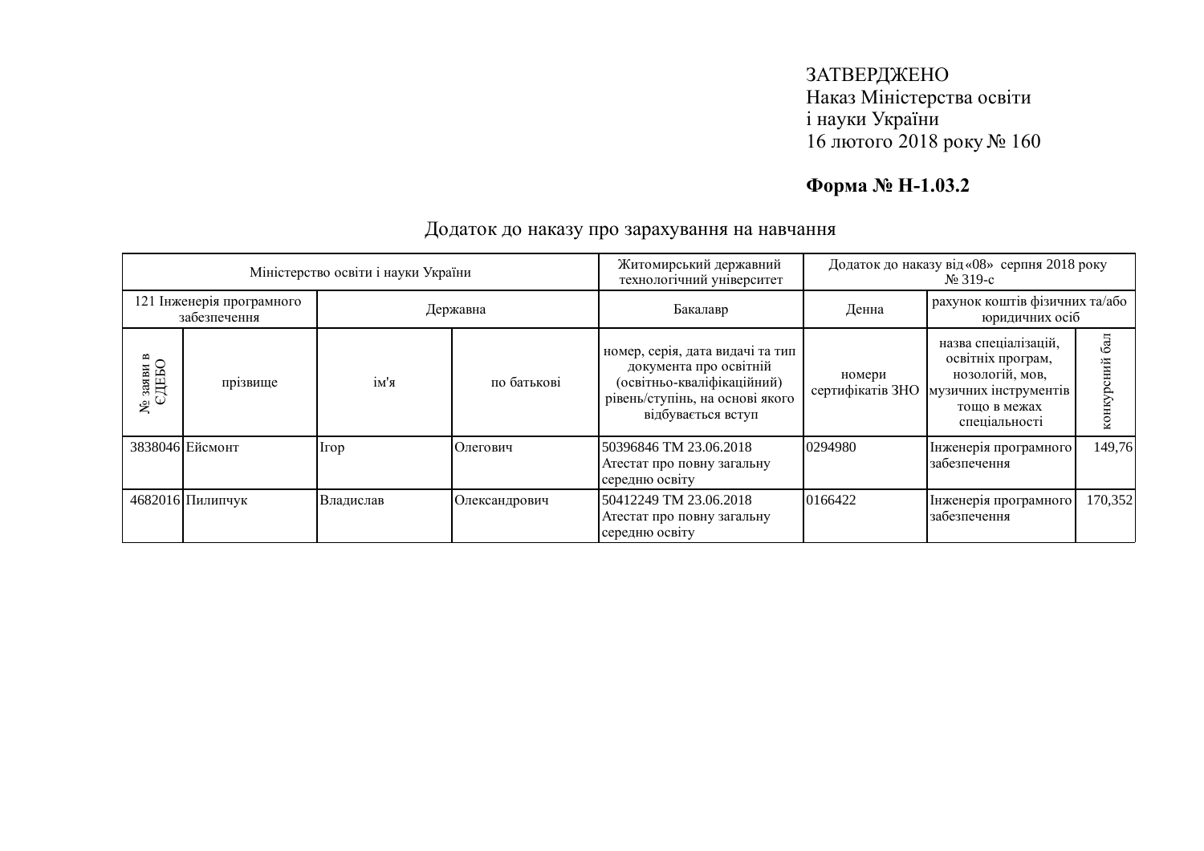ЗАТВЕРДЖЕНО
Наказ Міністерства освіти
і науки України
16 лютого 2018 року № 160

**Форма № Н-1.03.2**

Додаток до наказу про зарахування на навчання

| Міністерство освіти і науки України | | | | Житомирський державний технологічний університет | Додаток до наказу від «08» серпня 2018 року № 319-с | | |
|---|---|---|---|---|---|---|---|
| 121 Інженерія програмного забезпечення | | Державна | | Бакалавр | Денна | рахунок коштів фізичних та/або юридичних осіб | |
| № заяви в ЄДЕБО | прізвище | ім'я | по батькові | номер, серія, дата видачі та тип документа про освітній (освітньо-кваліфікаційний) рівень/ступінь, на основі якого відбувається вступ | номери сертифікатів ЗНО | назва спеціалізацій, освітніх програм, нозологій, мов, музичних інструментів тощо в межах спеціальності | конкурсний бал |
| 3838046 | Ейсмонт | Ігор | Олегович | 50396846 ТМ 23.06.2018 Атестат про повну загальну середню освіту | 0294980 | Інженерія програмного забезпечення | 149,76 |
| 4682016 | Пилипчук | Владислав | Олександрович | 50412249 ТМ 23.06.2018 Атестат про повну загальну середню освіту | 0166422 | Інженерія програмного забезпечення | 170,352 |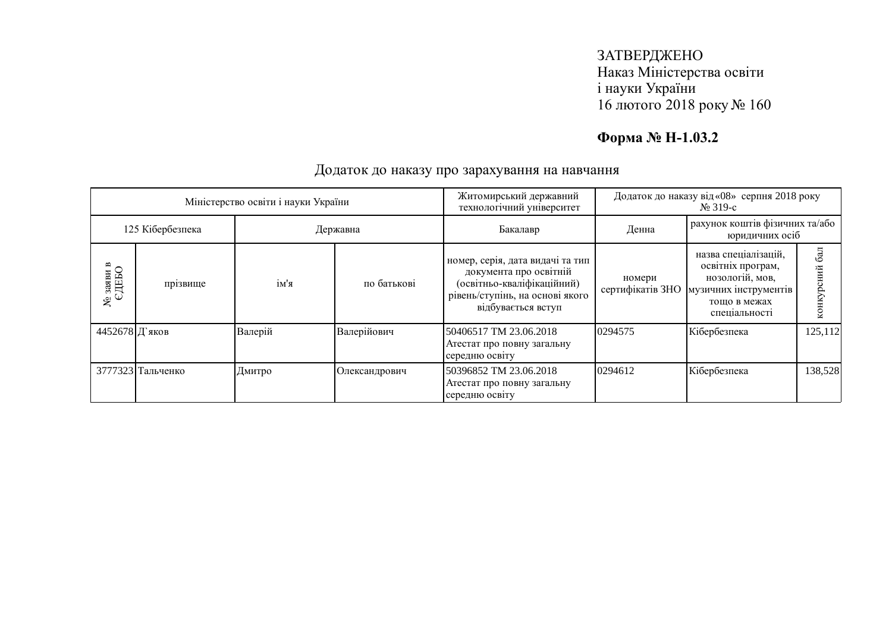ЗАТВЕРДЖЕНО
Наказ Міністерства освіти
і науки України
16 лютого 2018 року № 160

**Форма № Н-1.03.2**

Додаток до наказу про зарахування на навчання

| Міністерство освіти і науки України | | | | Житомирський державний технологічний університет | Додаток до наказу від «08» серпня 2018 року № 319-с | | |
|---|---|---|---|---|---|---|---|
| 125 Кібербезпека | | Державна | | Бакалавр | Денна | рахунок коштів фізичних та/або юридичних осіб | |
| № заяви в ЄДЕБО | прізвище | ім'я | по батькові | номер, серія, дата видачі та тип документа про освітній (освітньо-кваліфікаційний) рівень/ступінь, на основі якого відбувається вступ | номери сертифікатів ЗНО | назва спеціалізацій, освітніх програм, нозологій, мов, музичних інструментів тощо в межах спеціальності | конкурсний бал |
| 4452678 | Д`яков | Валерій | Валерійович | 50406517 ТМ 23.06.2018 Атестат про повну загальну середню освіту | 0294575 | Кібербезпека | 125,112 |
| 3777323 | Тальченко | Дмитро | Олександрович | 50396852 ТМ 23.06.2018 Атестат про повну загальну середню освіту | 0294612 | Кібербезпека | 138,528 |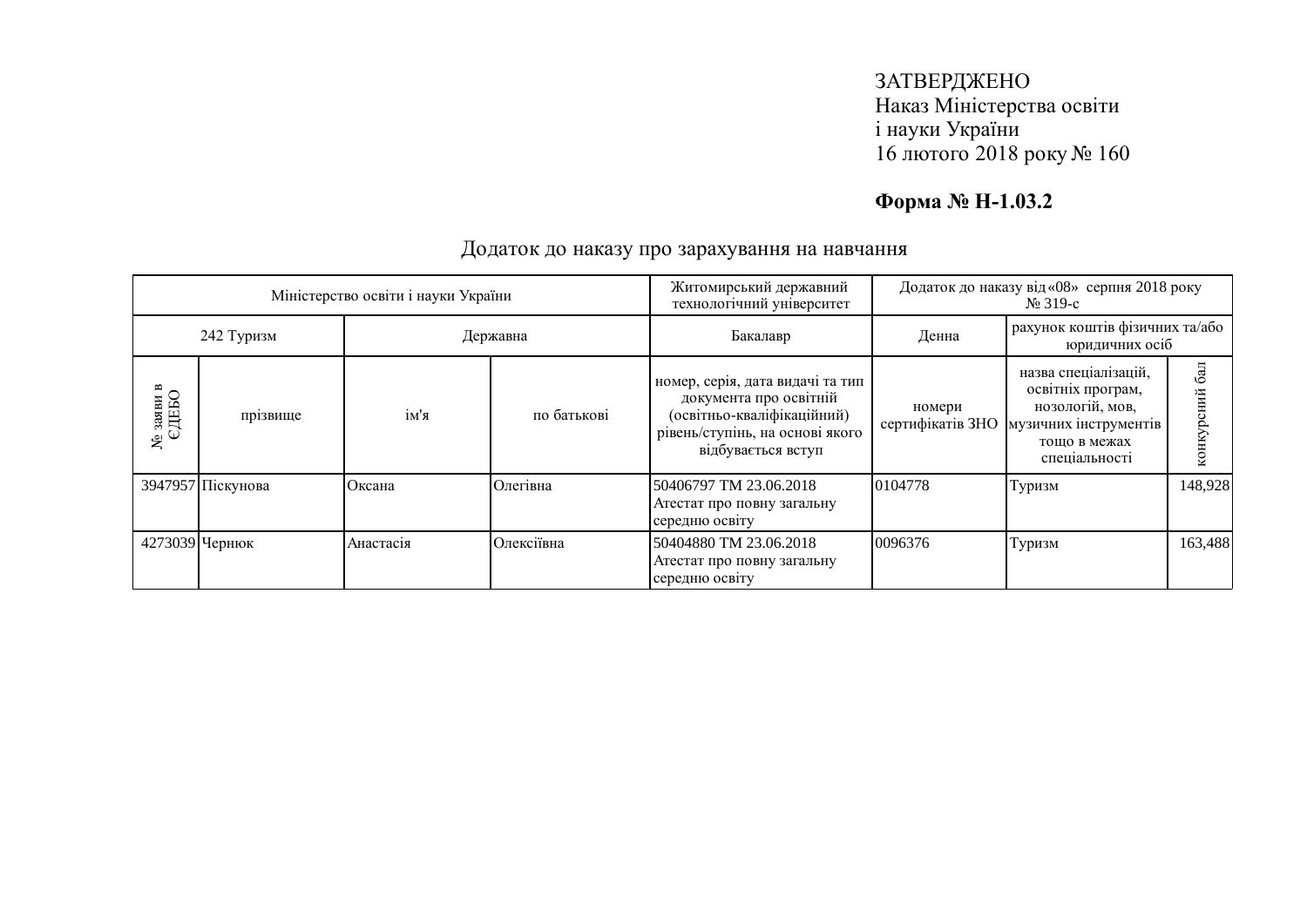ЗАТВЕРДЖЕНО
Наказ Міністерства освіти
і науки України
16 лютого 2018 року № 160

**Форма № Н-1.03.2**

Додаток до наказу про зарахування на навчання

| Міністерство освіти і науки України | | | | Житомирський державний технологічний університет | Додаток до наказу від «08» серпня 2018 року № 319-с | | |
|---|---|---|---|---|---|---|---|
| 242 Туризм | | Державна | | Бакалавр | Денна | рахунок коштів фізичних та/або юридичних осіб | |
| № заяви в ЄДЕБО | прізвище | ім'я | по батькові | номер, серія, дата видачі та тип документа про освітній (освітньо-кваліфікаційний) рівень/ступінь, на основі якого відбувається вступ | номери сертифікатів ЗНО | назва спеціалізацій, освітніх програм, нозологій, мов, музичних інструментів тощо в межах спеціальності | конкурсний бал |
| 3947957 | Піскунова | Оксана | Олегівна | 50406797 ТМ 23.06.2018 Атестат про повну загальну середню освіту | 0104778 | Туризм | 148,928 |
| 4273039 | Чернюк | Анастасія | Олексіївна | 50404880 ТМ 23.06.2018 Атестат про повну загальну середню освіту | 0096376 | Туризм | 163,488 |